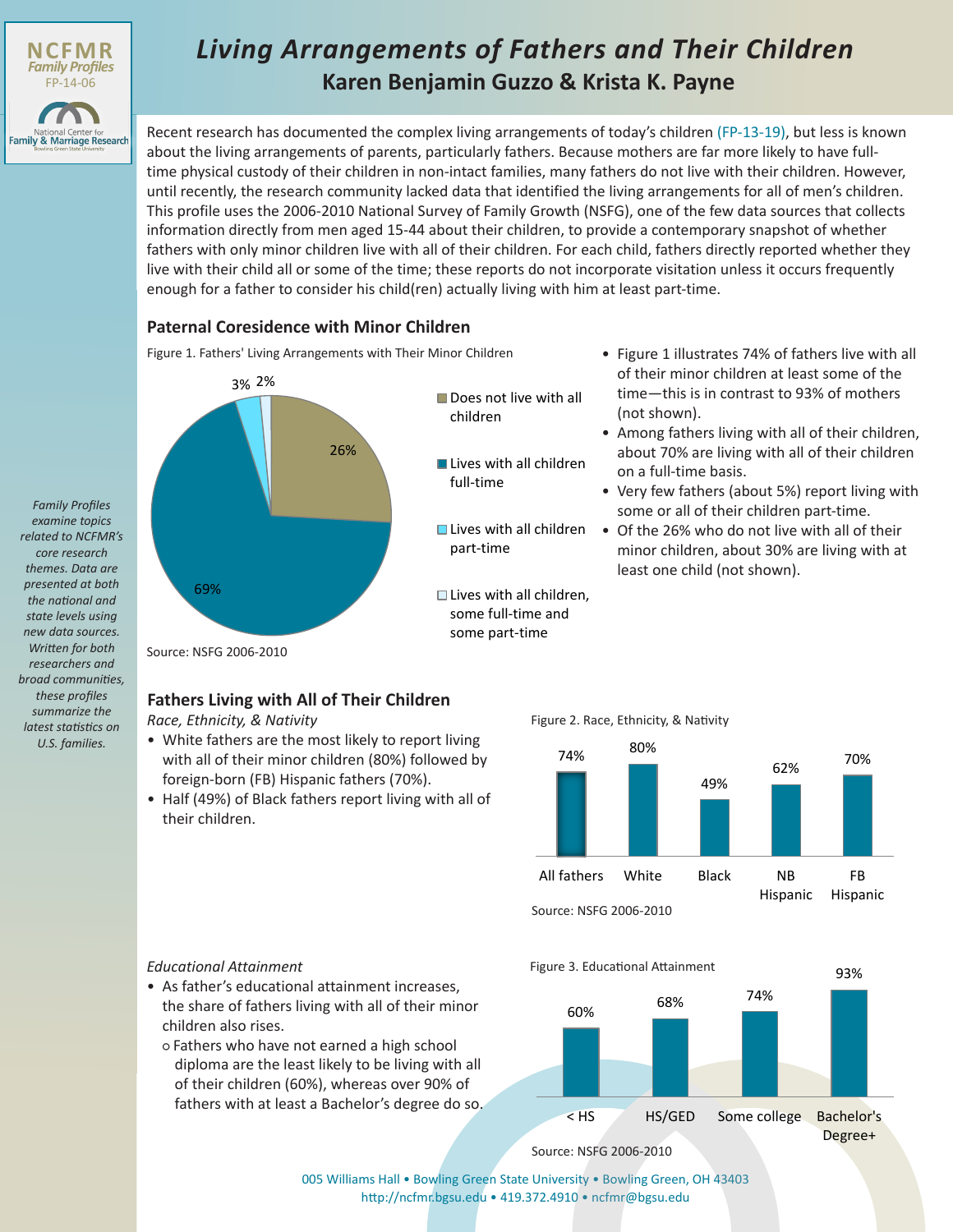NCFMR Family Profiles FP-14-06

National Center for Family & Marriage Research
Bowling Green State University

# Living Arrangements of Fathers and Their Children

## Karen Benjamin Guzzo & Krista K. Payne

Recent research has documented the complex living arrangements of today's children (FP-13-19), but less is known about the living arrangements of parents, particularly fathers. Because mothers are far more likely to have full-time physical custody of their children in non-intact families, many fathers do not live with their children. However, until recently, the research community lacked data that identified the living arrangements for all of men's children. This profile uses the 2006-2010 National Survey of Family Growth (NSFG), one of the few data sources that collects information directly from men aged 15-44 about their children, to provide a contemporary snapshot of whether fathers with only minor children live with all of their children. For each child, fathers directly reported whether they live with their child all or some of the time; these reports do not incorporate visitation unless it occurs frequently enough for a father to consider his child(ren) actually living with him at least part-time.

*Family Profiles examine topics related to NCFMR's core research themes. Data are presented at both the national and state levels using new data sources. Written for both researchers and broad communities, these profiles summarize the latest statistics on U.S. families.*

### Paternal Coresidence with Minor Children

Figure 1. Fathers' Living Arrangements with Their Minor Children

| Living arrangement | Percent |
|---|---|
| Does not live with all children | 26% |
| Lives with all children full-time | 69% |
| Lives with all children part-time | 3% |
| Lives with all children, some full-time and some part-time | 2% |

Source: NSFG 2006-2010

- Figure 1 illustrates 74% of fathers live with all of their minor children at least some of the time—this is in contrast to 93% of mothers (not shown).
- Among fathers living with all of their children, about 70% are living with all of their children on a full-time basis.
- Very few fathers (about 5%) report living with some or all of their children part-time.
- Of the 26% who do not live with all of their minor children, about 30% are living with at least one child (not shown).

### Fathers Living with All of Their Children

*Race, Ethnicity, & Nativity*

- White fathers are the most likely to report living with all of their minor children (80%) followed by foreign-born (FB) Hispanic fathers (70%).
- Half (49%) of Black fathers report living with all of their children.

Figure 2. Race, Ethnicity, & Nativity

| All fathers | White | Black | NB Hispanic | FB Hispanic |
|---|---|---|---|---|
| 74% | 80% | 49% | 62% | 70% |

Source: NSFG 2006-2010

*Educational Attainment*

- As father's educational attainment increases, the share of fathers living with all of their minor children also rises.
  - Fathers who have not earned a high school diploma are the least likely to be living with all of their children (60%), whereas over 90% of fathers with at least a Bachelor's degree do so.

Figure 3. Educational Attainment

| < HS | HS/GED | Some college | Bachelor's Degree+ |
|---|---|---|---|
| 60% | 68% | 74% | 93% |

Source: NSFG 2006-2010

005 Williams Hall • Bowling Green State University • Bowling Green, OH 43403
http://ncfmr.bgsu.edu • 419.372.4910 • ncfmr@bgsu.edu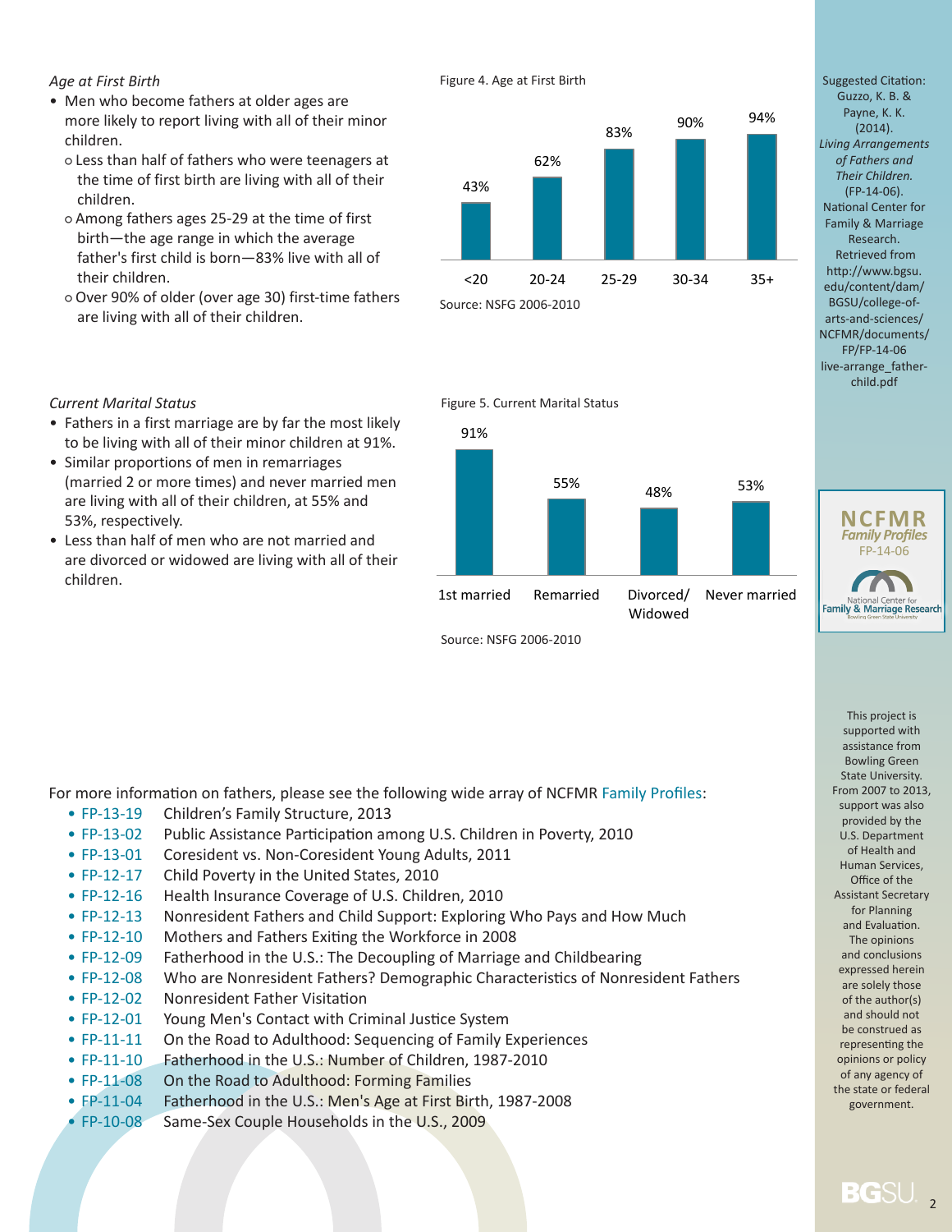*Age at First Birth*

- Men who become fathers at older ages are more likely to report living with all of their minor children.
  - Less than half of fathers who were teenagers at the time of first birth are living with all of their children.
  - Among fathers ages 25-29 at the time of first birth—the age range in which the average father's first child is born—83% live with all of their children.
  - Over 90% of older (over age 30) first-time fathers are living with all of their children.

Figure 4. Age at First Birth

43%
62%
83%
90%
94%
<20
20-24
25-29
30-34
35+

Source: NSFG 2006-2010

*Current Marital Status*

- Fathers in a first marriage are by far the most likely to be living with all of their minor children at 91%.
- Similar proportions of men in remarriages (married 2 or more times) and never married men are living with all of their children, at 55% and 53%, respectively.
- Less than half of men who are not married and are divorced or widowed are living with all of their children.

Figure 5. Current Marital Status

91%
55%
48%
53%
1st married
Remarried
Divorced/ Widowed
Never married

Source: NSFG 2006-2010

For more information on fathers, please see the following wide array of NCFMR Family Profiles:

- FP-13-19 Children's Family Structure, 2013
- FP-13-02 Public Assistance Participation among U.S. Children in Poverty, 2010
- FP-13-01 Coresident vs. Non-Coresident Young Adults, 2011
- FP-12-17 Child Poverty in the United States, 2010
- FP-12-16 Health Insurance Coverage of U.S. Children, 2010
- FP-12-13 Nonresident Fathers and Child Support: Exploring Who Pays and How Much
- FP-12-10 Mothers and Fathers Exiting the Workforce in 2008
- FP-12-09 Fatherhood in the U.S.: The Decoupling of Marriage and Childbearing
- FP-12-08 Who are Nonresident Fathers? Demographic Characteristics of Nonresident Fathers
- FP-12-02 Nonresident Father Visitation
- FP-12-01 Young Men's Contact with Criminal Justice System
- FP-11-11 On the Road to Adulthood: Sequencing of Family Experiences
- FP-11-10 Fatherhood in the U.S.: Number of Children, 1987-2010
- FP-11-08 On the Road to Adulthood: Forming Families
- FP-11-04 Fatherhood in the U.S.: Men's Age at First Birth, 1987-2008
- FP-10-08 Same-Sex Couple Households in the U.S., 2009

Suggested Citation: Guzzo, K. B. & Payne, K. K. (2014). *Living Arrangements of Fathers and Their Children.* (FP-14-06). National Center for Family & Marriage Research. Retrieved from http://www.bgsu.edu/content/dam/BGSU/college-of-arts-and-sciences/NCFMR/documents/FP/FP-14-06 live-arrange_father-child.pdf

NCFMR Family Profiles FP-14-06

National Center for Family & Marriage Research

This project is supported with assistance from Bowling Green State University. From 2007 to 2013, support was also provided by the U.S. Department of Health and Human Services, Office of the Assistant Secretary for Planning and Evaluation. The opinions and conclusions expressed herein are solely those of the author(s) and should not be construed as representing the opinions or policy of any agency of the state or federal government.